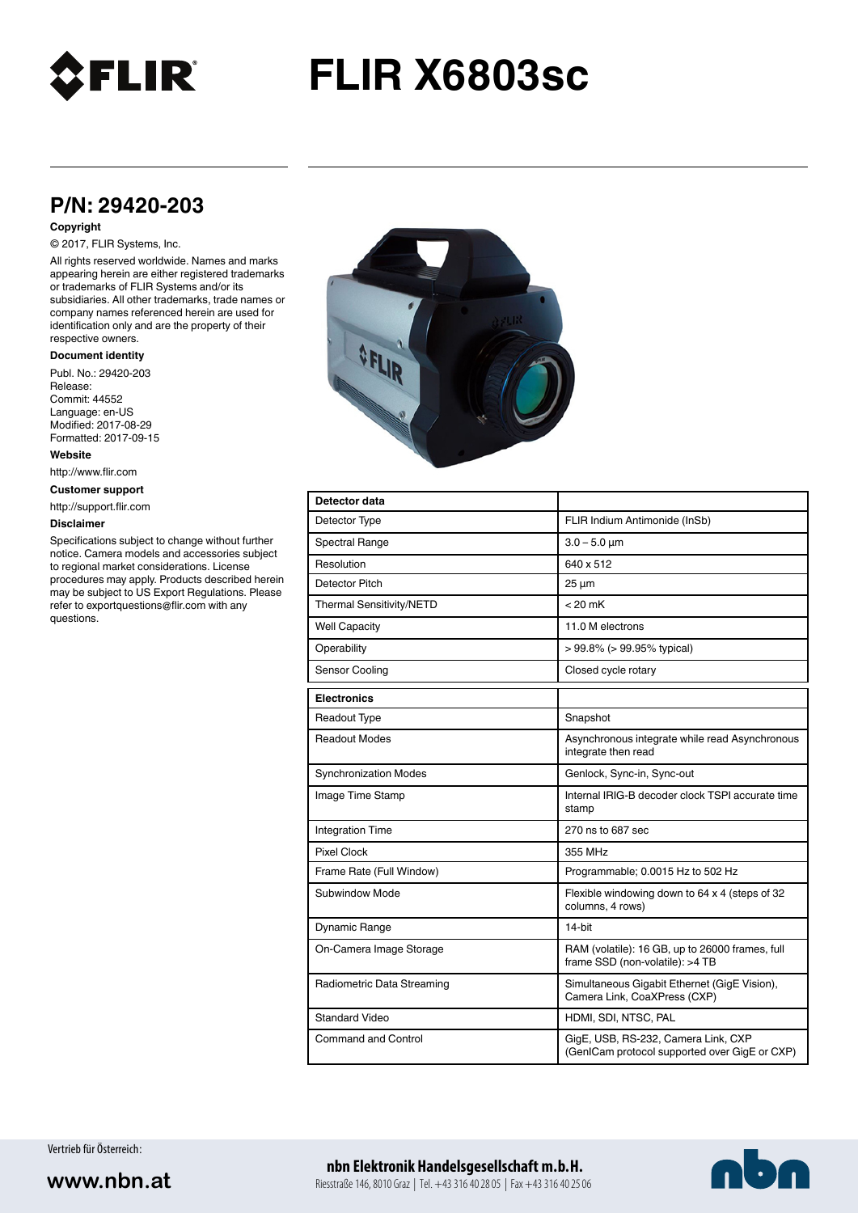# FLIR X6803sc

## P/N: 29420-203

**Copyright**

© 2017, FLIR Systems, Inc.

All rights reserved worldwide. Names and marks appearing herein are either registered trademarks or trademarks of FLIR Systems and/or its subsidiaries. All other trademarks, trade names or company names referenced herein are used for identification only and are the property of their respective owners.

**Document identity**

Publ. No.: 29420-203
Release:
Commit: 44552
Language: en-US
Modified: 2017-08-29
Formatted: 2017-09-15

**Website**

http://www.flir.com

**Customer support**

http://support.flir.com

**Disclaimer**

Specifications subject to change without further notice. Camera models and accessories subject to regional market considerations. License procedures may apply. Products described herein may be subject to US Export Regulations. Please refer to exportquestions@flir.com with any questions.

| Detector data | |
|---|---|
| Detector Type | FLIR Indium Antimonide (InSb) |
| Spectral Range | 3.0 – 5.0 µm |
| Resolution | 640 x 512 |
| Detector Pitch | 25 µm |
| Thermal Sensitivity/NETD | < 20 mK |
| Well Capacity | 11.0 M electrons |
| Operability | > 99.8% (> 99.95% typical) |
| Sensor Cooling | Closed cycle rotary |

| Electronics | |
|---|---|
| Readout Type | Snapshot |
| Readout Modes | Asynchronous integrate while read Asynchronous integrate then read |
| Synchronization Modes | Genlock, Sync-in, Sync-out |
| Image Time Stamp | Internal IRIG-B decoder clock TSPI accurate time stamp |
| Integration Time | 270 ns to 687 sec |
| Pixel Clock | 355 MHz |
| Frame Rate (Full Window) | Programmable; 0.0015 Hz to 502 Hz |
| Subwindow Mode | Flexible windowing down to 64 x 4 (steps of 32 columns, 4 rows) |
| Dynamic Range | 14-bit |
| On-Camera Image Storage | RAM (volatile): 16 GB, up to 26000 frames, full frame SSD (non-volatile): >4 TB |
| Radiometric Data Streaming | Simultaneous Gigabit Ethernet (GigE Vision), Camera Link, CoaXPress (CXP) |
| Standard Video | HDMI, SDI, NTSC, PAL |
| Command and Control | GigE, USB, RS-232, Camera Link, CXP (GenICam protocol supported over GigE or CXP) |

Vertrieb für Österreich:

www.nbn.at

**nbn Elektronik Handelsgesellschaft m.b.H.**
Riesstraße 146, 8010 Graz | Tel. +43 316 40 28 05 | Fax +43 316 40 25 06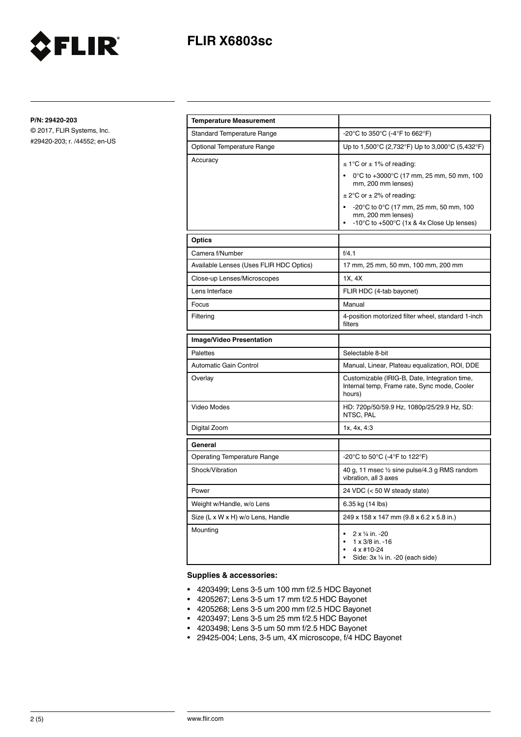# FLIR X6803sc

**P/N: 29420-203**

© 2017, FLIR Systems, Inc.
#29420-203; r. /44552; en-US

| **Temperature Measurement** | |
|---|---|
| Standard Temperature Range | -20°C to 350°C (-4°F to 662°F) |
| Optional Temperature Range | Up to 1,500°C (2,732°F) Up to 3,000°C (5,432°F) |
| Accuracy | ± 1°C or ± 1% of reading:<br>• 0°C to +3000°C (17 mm, 25 mm, 50 mm, 100 mm, 200 mm lenses)<br>± 2°C or ± 2% of reading:<br>• -20°C to 0°C (17 mm, 25 mm, 50 mm, 100 mm, 200 mm lenses)<br>• -10°C to +500°C (1x & 4x Close Up lenses) |

| **Optics** | |
|---|---|
| Camera f/Number | f/4.1 |
| Available Lenses (Uses FLIR HDC Optics) | 17 mm, 25 mm, 50 mm, 100 mm, 200 mm |
| Close-up Lenses/Microscopes | 1X, 4X |
| Lens Interface | FLIR HDC (4-tab bayonet) |
| Focus | Manual |
| Filtering | 4-position motorized filter wheel, standard 1-inch filters |

| **Image/Video Presentation** | |
|---|---|
| Palettes | Selectable 8-bit |
| Automatic Gain Control | Manual, Linear, Plateau equalization, ROI, DDE |
| Overlay | Customizable (IRIG-B, Date, Integration time, Internal temp, Frame rate, Sync mode, Cooler hours) |
| Video Modes | HD: 720p/50/59.9 Hz, 1080p/25/29.9 Hz, SD: NTSC, PAL |
| Digital Zoom | 1x, 4x, 4:3 |

| **General** | |
|---|---|
| Operating Temperature Range | -20°C to 50°C (-4°F to 122°F) |
| Shock/Vibration | 40 g, 11 msec ½ sine pulse/4.3 g RMS random vibration, all 3 axes |
| Power | 24 VDC (< 50 W steady state) |
| Weight w/Handle, w/o Lens | 6.35 kg (14 lbs) |
| Size (L x W x H) w/o Lens, Handle | 249 x 158 x 147 mm (9.8 x 6.2 x 5.8 in.) |
| Mounting | • 2 x ¼ in. -20<br>• 1 x 3/8 in. -16<br>• 4 x #10-24<br>• Side: 3x ¼ in. -20 (each side) |

### Supplies & accessories:

- 4203499; Lens 3-5 um 100 mm f/2.5 HDC Bayonet
- 4205267; Lens 3-5 um 17 mm f/2.5 HDC Bayonet
- 4205268; Lens 3-5 um 200 mm f/2.5 HDC Bayonet
- 4203497; Lens 3-5 um 25 mm f/2.5 HDC Bayonet
- 4203498; Lens 3-5 um 50 mm f/2.5 HDC Bayonet
- 29425-004; Lens, 3-5 um, 4X microscope, f/4 HDC Bayonet

www.flir.com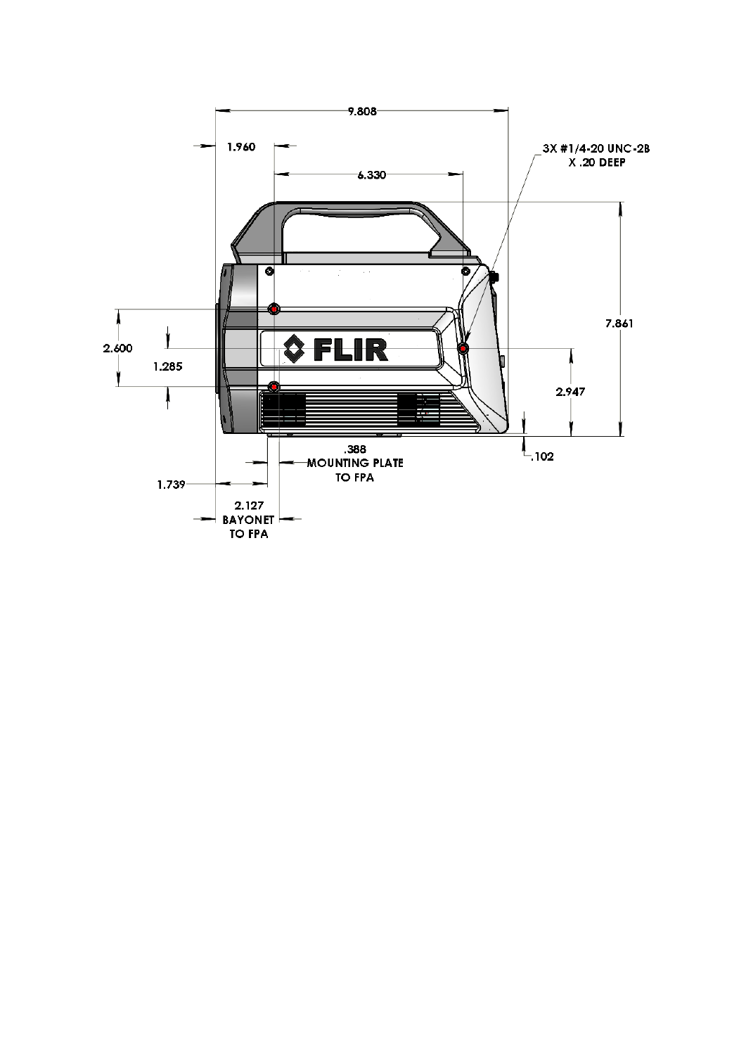9.808

1.960

6.330

3X #1/4-20 UNC-2B X .20 DEEP

7.861

2.600

1.285

FLIR

2.947

.102

.388 MOUNTING PLATE TO FPA

1.739

2.127 BAYONET TO FPA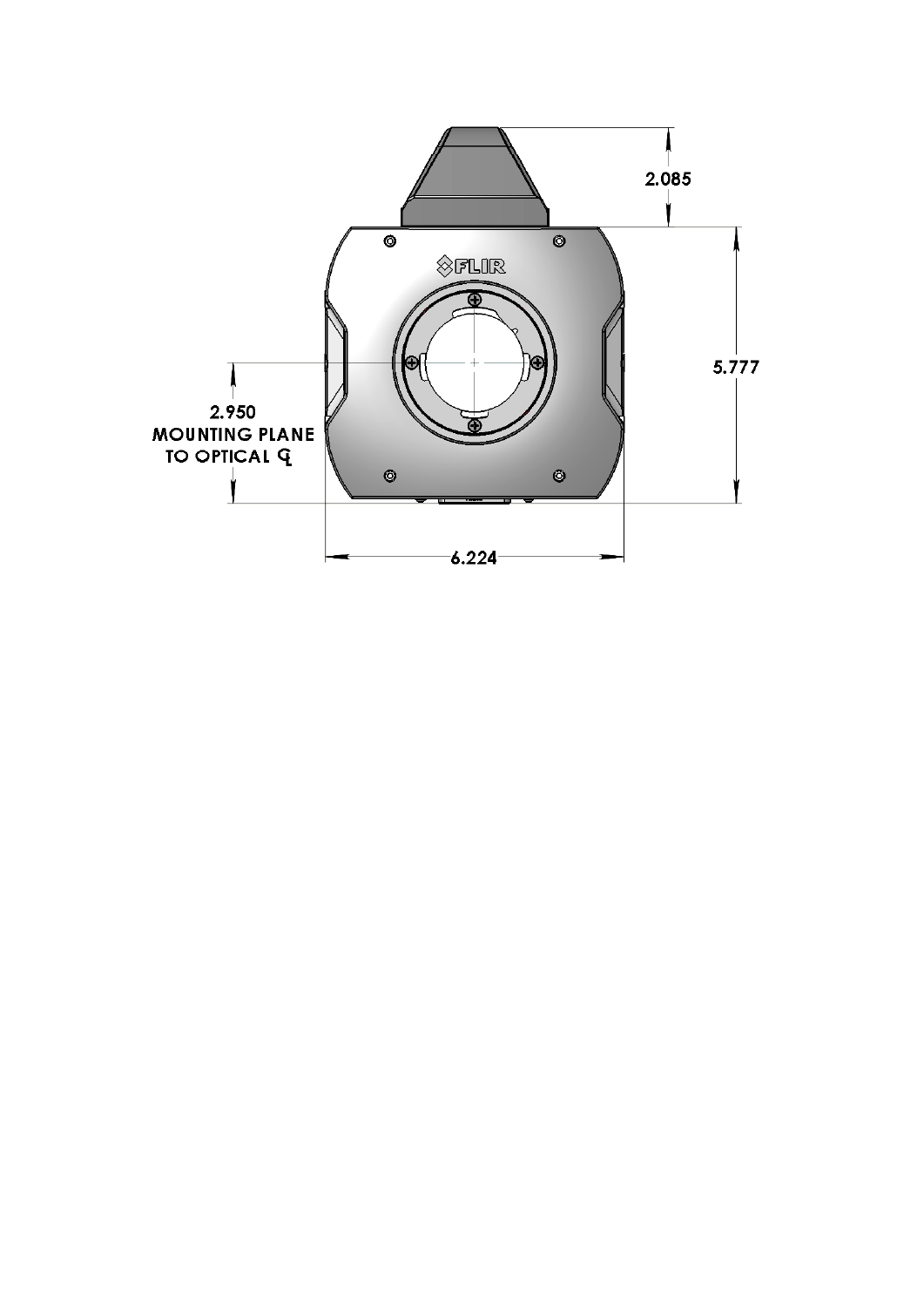2.085

5.777

2.950
MOUNTING PLANE
TO OPTICAL ℄

6.224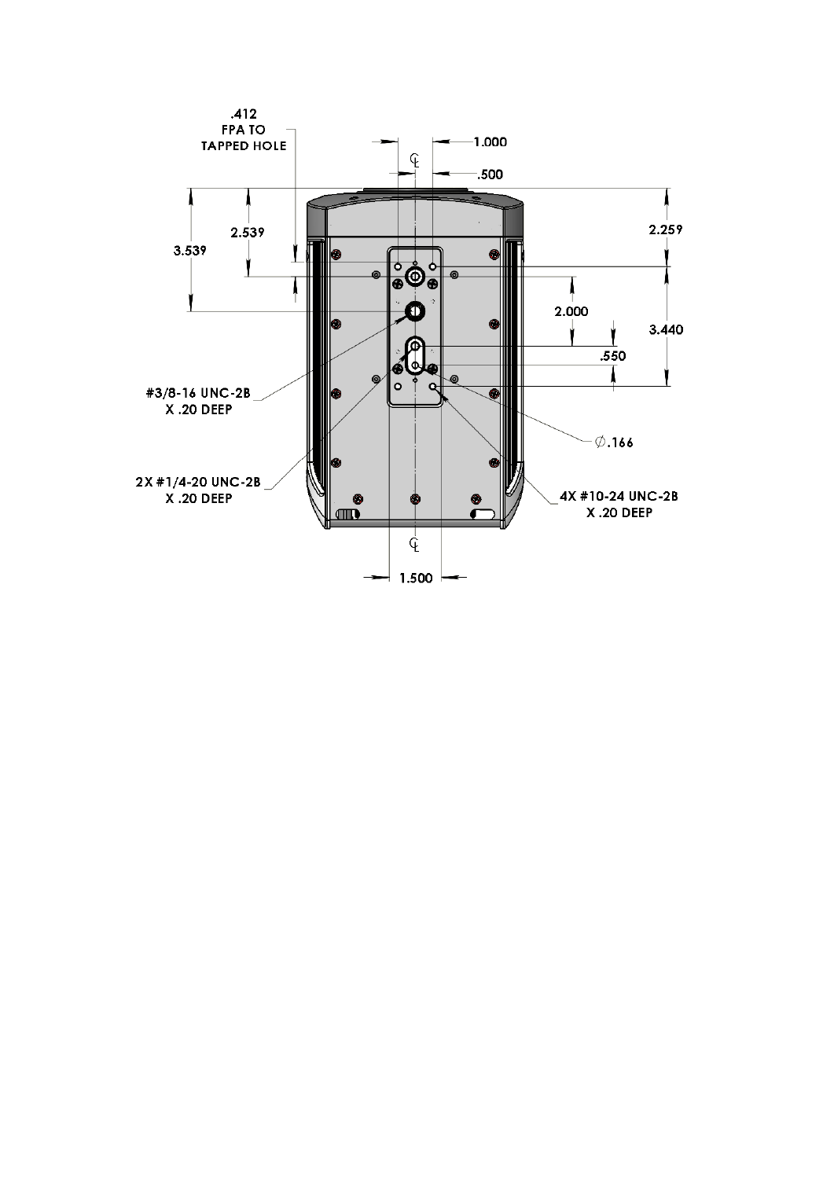.412
FPA TO
TAPPED HOLE

1.000

.500

2.539

3.539

2.259

2.000

3.440

.550

#3/8-16 UNC-2B
X .20 DEEP

Ø.166

2X #1/4-20 UNC-2B
X .20 DEEP

4X #10-24 UNC-2B
X .20 DEEP

1.500